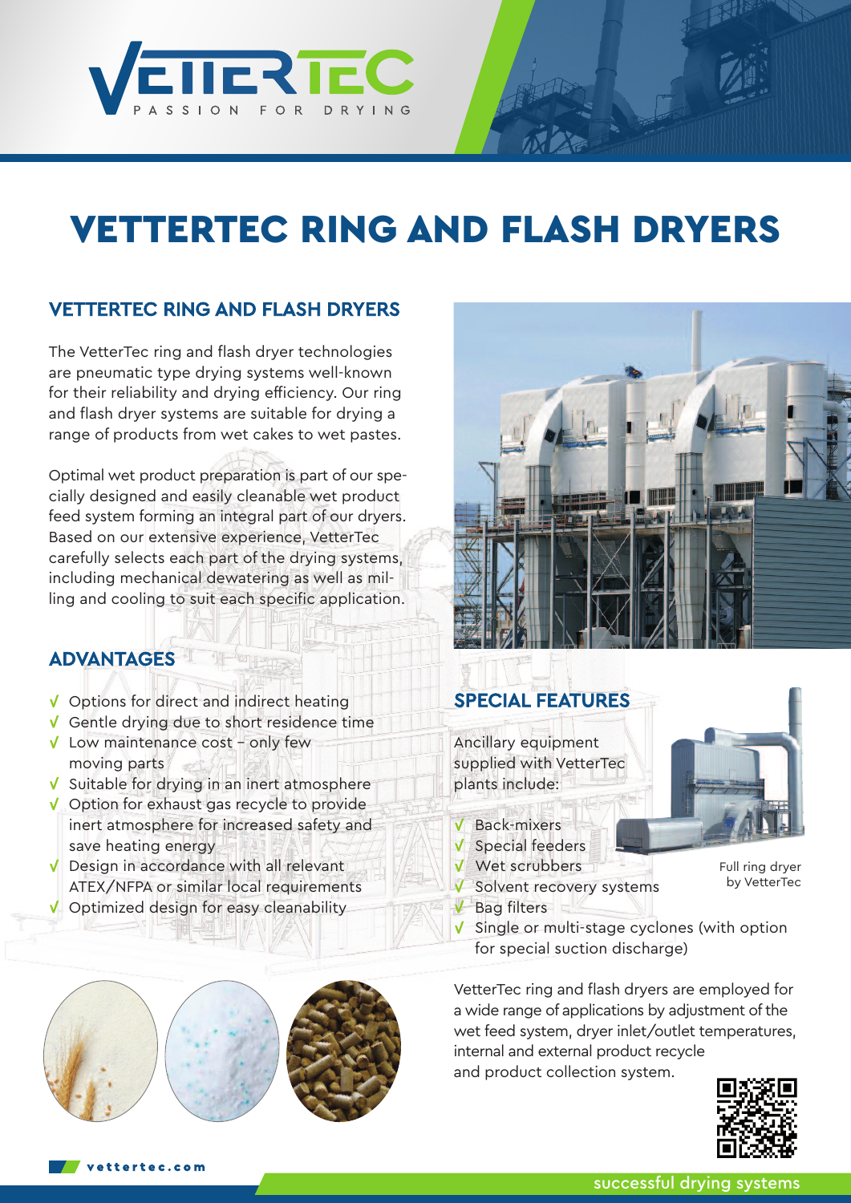VETTERTEC

PASSION FOR DRYING

# VETTERTEC RING AND FLASH DRYERS

## VETTERTEC RING AND FLASH DRYERS

The VetterTec ring and flash dryer technologies are pneumatic type drying systems well-known for their reliability and drying efficiency. Our ring and flash dryer systems are suitable for drying a range of products from wet cakes to wet pastes.

Optimal wet product preparation is part of our specially designed and easily cleanable wet product feed system forming an integral part of our dryers. Based on our extensive experience, VetterTec carefully selects each part of the drying systems, including mechanical dewatering as well as milling and cooling to suit each specific application.

## ADVANTAGES

- √ Options for direct and indirect heating
- √ Gentle drying due to short residence time
- √ Low maintenance cost – only few moving parts
- √ Suitable for drying in an inert atmosphere
- √ Option for exhaust gas recycle to provide inert atmosphere for increased safety and save heating energy
- √ Design in accordance with all relevant ATEX/NFPA or similar local requirements
- √ Optimized design for easy cleanability

## SPECIAL FEATURES

Ancillary equipment supplied with VetterTec plants include:

- √ Back-mixers
- √ Special feeders
- √ Wet scrubbers
- √ Solvent recovery systems
- √ Bag filters
- √ Single or multi-stage cyclones (with option for special suction discharge)

Full ring dryer by VetterTec

VetterTec ring and flash dryers are employed for a wide range of applications by adjustment of the wet feed system, dryer inlet/outlet temperatures, internal and external product recycle and product collection system.

vettertec.com

successful drying systems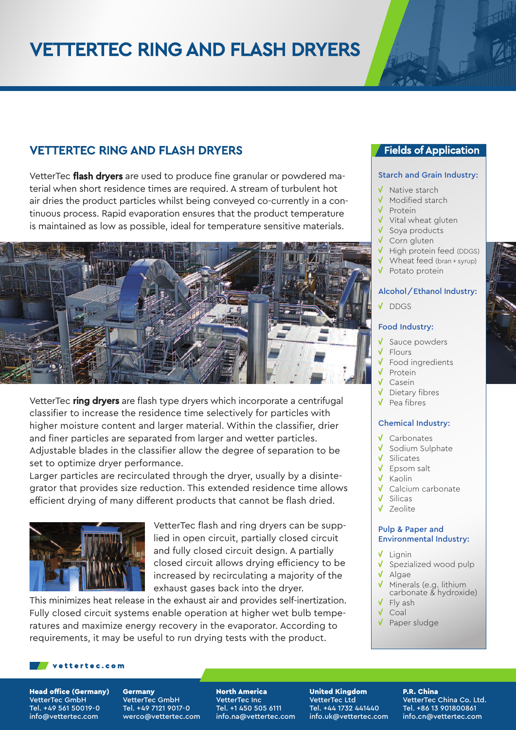# VETTERTEC RING AND FLASH DRYERS

## VETTERTEC RING AND FLASH DRYERS

VetterTec **flash dryers** are used to produce fine granular or powdered material when short residence times are required. A stream of turbulent hot air dries the product particles whilst being conveyed co-currently in a continuous process. Rapid evaporation ensures that the product temperature is maintained as low as possible, ideal for temperature sensitive materials.

VetterTec **ring dryers** are flash type dryers which incorporate a centrifugal classifier to increase the residence time selectively for particles with higher moisture content and larger material. Within the classifier, drier and finer particles are separated from larger and wetter particles. Adjustable blades in the classifier allow the degree of separation to be set to optimize dryer performance.
Larger particles are recirculated through the dryer, usually by a disintegrator that provides size reduction. This extended residence time allows efficient drying of many different products that cannot be flash dried.

VetterTec flash and ring dryers can be supplied in open circuit, partially closed circuit and fully closed circuit design. A partially closed circuit allows drying efficiency to be increased by recirculating a majority of the exhaust gases back into the dryer.
This minimizes heat release in the exhaust air and provides self-inertization. Fully closed circuit systems enable operation at higher wet bulb temperatures and maximize energy recovery in the evaporator. According to requirements, it may be useful to run drying tests with the product.

## Fields of Application

### Starch and Grain Industry:

- √ Native starch
- √ Modified starch
- √ Protein
- √ Vital wheat gluten
- √ Soya products
- √ Corn gluten
- √ High protein feed (DDGS)
- √ Wheat feed (bran + syrup)
- √ Potato protein

### Alcohol / Ethanol Industry:

- √ DDGS

### Food Industry:

- √ Sauce powders
- √ Flours
- √ Food ingredients
- √ Protein
- √ Casein
- √ Dietary fibres
- √ Pea fibres

### Chemical Industry:

- √ Carbonates
- √ Sodium Sulphate
- √ Silicates
- √ Epsom salt
- √ Kaolin
- √ Calcium carbonate
- √ Silicas
- √ Zeolite

### Pulp & Paper and Environmental Industry:

- √ Lignin
- √ Spezialized wood pulp
- √ Algae
- √ Minerals (e.g. lithium carbonate & hydroxide)
- √ Fly ash
- √ Coal
- √ Paper sludge

vettertec.com

**Head office (Germany)**
VetterTec GmbH
Tel. +49 561 50019-0
info@vettertec.com

**Germany**
VetterTec GmbH
Tel. +49 7121 9017-0
werco@vettertec.com

**North America**
VetterTec Inc
Tel. +1 450 505 6111
info.na@vettertec.com

**United Kingdom**
VetterTec Ltd
Tel. +44 1732 441440
info.uk@vettertec.com

**P.R. China**
VetterTec China Co. Ltd.
Tel. +86 13 901800861
info.cn@vettertec.com